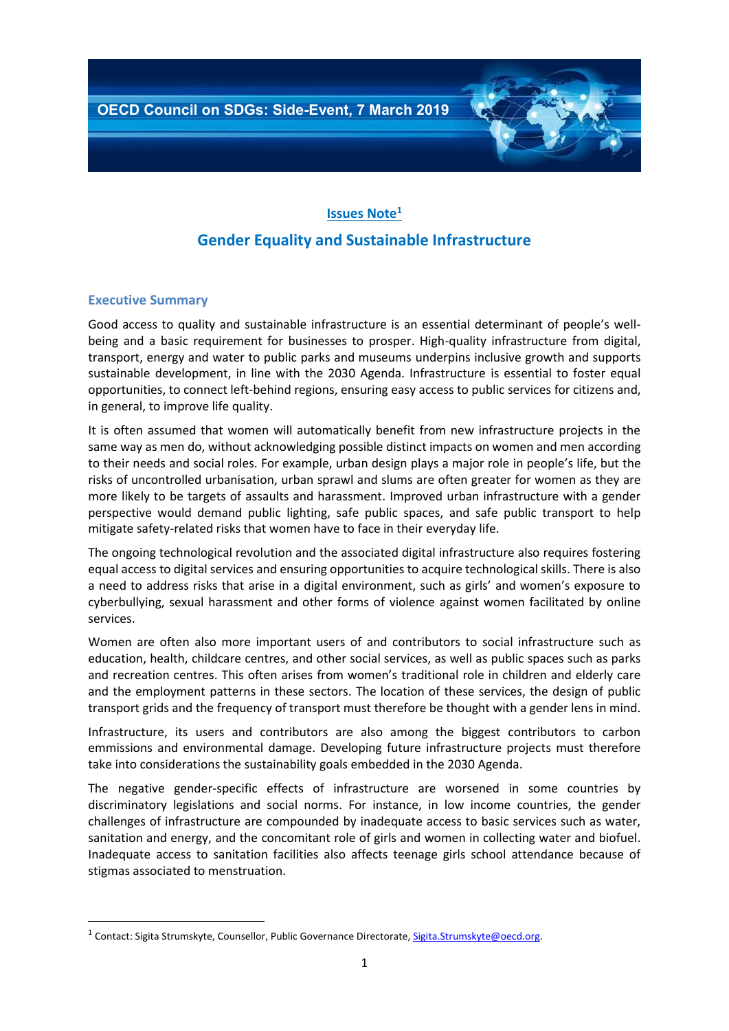OECD Council on SDGs: Side-Event, 7 March 2019

## Issues Note[1]

# Gender Equality and Sustainable Infrastructure

### Executive Summary

Good access to quality and sustainable infrastructure is an essential determinant of people's well-being and a basic requirement for businesses to prosper. High-quality infrastructure from digital, transport, energy and water to public parks and museums underpins inclusive growth and supports sustainable development, in line with the 2030 Agenda. Infrastructure is essential to foster equal opportunities, to connect left-behind regions, ensuring easy access to public services for citizens and, in general, to improve life quality.

It is often assumed that women will automatically benefit from new infrastructure projects in the same way as men do, without acknowledging possible distinct impacts on women and men according to their needs and social roles. For example, urban design plays a major role in people's life, but the risks of uncontrolled urbanisation, urban sprawl and slums are often greater for women as they are more likely to be targets of assaults and harassment. Improved urban infrastructure with a gender perspective would demand public lighting, safe public spaces, and safe public transport to help mitigate safety-related risks that women have to face in their everyday life.

The ongoing technological revolution and the associated digital infrastructure also requires fostering equal access to digital services and ensuring opportunities to acquire technological skills. There is also a need to address risks that arise in a digital environment, such as girls' and women's exposure to cyberbullying, sexual harassment and other forms of violence against women facilitated by online services.

Women are often also more important users of and contributors to social infrastructure such as education, health, childcare centres, and other social services, as well as public spaces such as parks and recreation centres. This often arises from women's traditional role in children and elderly care and the employment patterns in these sectors. The location of these services, the design of public transport grids and the frequency of transport must therefore be thought with a gender lens in mind.

Infrastructure, its users and contributors are also among the biggest contributors to carbon emmissions and environmental damage. Developing future infrastructure projects must therefore take into considerations the sustainability goals embedded in the 2030 Agenda.

The negative gender-specific effects of infrastructure are worsened in some countries by discriminatory legislations and social norms. For instance, in low income countries, the gender challenges of infrastructure are compounded by inadequate access to basic services such as water, sanitation and energy, and the concomitant role of girls and women in collecting water and biofuel. Inadequate access to sanitation facilities also affects teenage girls school attendance because of stigmas associated to menstruation.

---

[1] Contact: Sigita Strumskyte, Counsellor, Public Governance Directorate, Sigita.Strumskyte@oecd.org.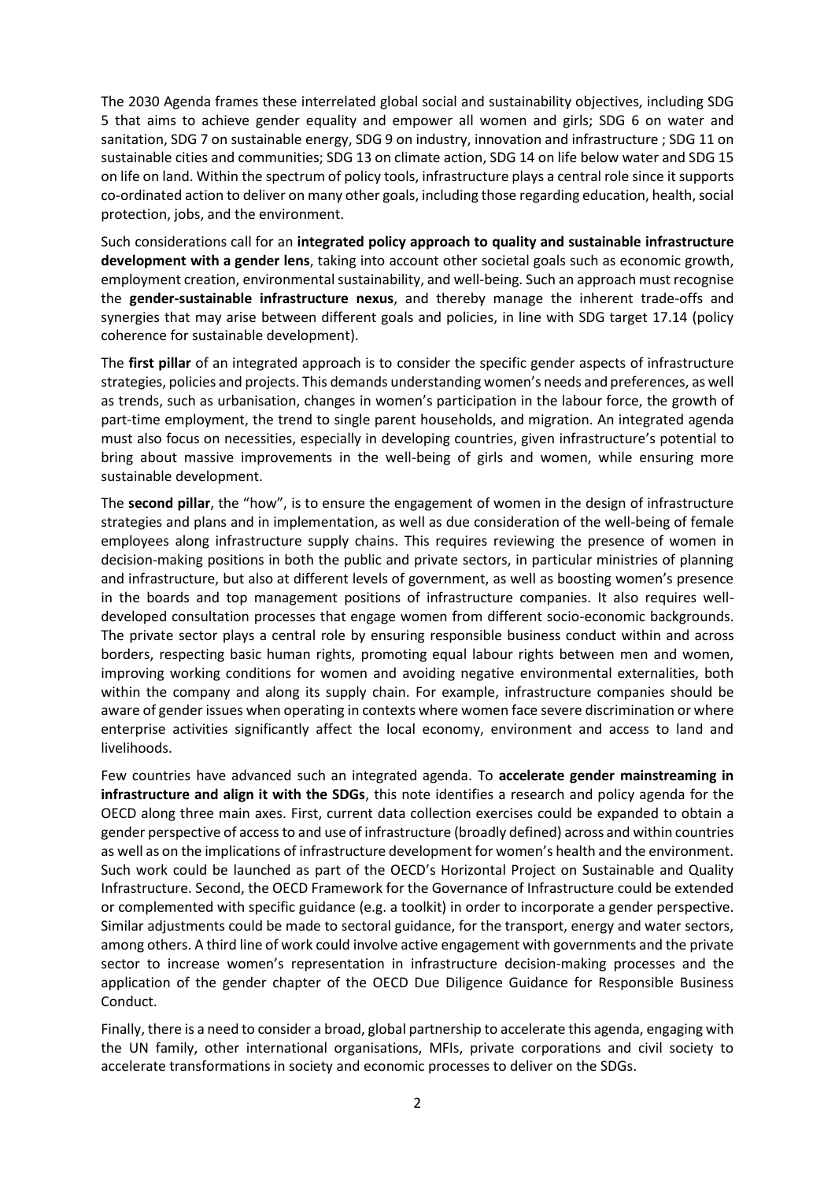The 2030 Agenda frames these interrelated global social and sustainability objectives, including SDG 5 that aims to achieve gender equality and empower all women and girls; SDG 6 on water and sanitation, SDG 7 on sustainable energy, SDG 9 on industry, innovation and infrastructure ; SDG 11 on sustainable cities and communities; SDG 13 on climate action, SDG 14 on life below water and SDG 15 on life on land. Within the spectrum of policy tools, infrastructure plays a central role since it supports co-ordinated action to deliver on many other goals, including those regarding education, health, social protection, jobs, and the environment.

Such considerations call for an **integrated policy approach to quality and sustainable infrastructure development with a gender lens**, taking into account other societal goals such as economic growth, employment creation, environmental sustainability, and well-being. Such an approach must recognise the **gender-sustainable infrastructure nexus**, and thereby manage the inherent trade-offs and synergies that may arise between different goals and policies, in line with SDG target 17.14 (policy coherence for sustainable development).

The **first pillar** of an integrated approach is to consider the specific gender aspects of infrastructure strategies, policies and projects. This demands understanding women's needs and preferences, as well as trends, such as urbanisation, changes in women's participation in the labour force, the growth of part-time employment, the trend to single parent households, and migration. An integrated agenda must also focus on necessities, especially in developing countries, given infrastructure's potential to bring about massive improvements in the well-being of girls and women, while ensuring more sustainable development.

The **second pillar**, the "how", is to ensure the engagement of women in the design of infrastructure strategies and plans and in implementation, as well as due consideration of the well-being of female employees along infrastructure supply chains. This requires reviewing the presence of women in decision-making positions in both the public and private sectors, in particular ministries of planning and infrastructure, but also at different levels of government, as well as boosting women's presence in the boards and top management positions of infrastructure companies. It also requires well-developed consultation processes that engage women from different socio-economic backgrounds. The private sector plays a central role by ensuring responsible business conduct within and across borders, respecting basic human rights, promoting equal labour rights between men and women, improving working conditions for women and avoiding negative environmental externalities, both within the company and along its supply chain. For example, infrastructure companies should be aware of gender issues when operating in contexts where women face severe discrimination or where enterprise activities significantly affect the local economy, environment and access to land and livelihoods.

Few countries have advanced such an integrated agenda. To **accelerate gender mainstreaming in infrastructure and align it with the SDGs**, this note identifies a research and policy agenda for the OECD along three main axes. First, current data collection exercises could be expanded to obtain a gender perspective of access to and use of infrastructure (broadly defined) across and within countries as well as on the implications of infrastructure development for women's health and the environment. Such work could be launched as part of the OECD's Horizontal Project on Sustainable and Quality Infrastructure. Second, the OECD Framework for the Governance of Infrastructure could be extended or complemented with specific guidance (e.g. a toolkit) in order to incorporate a gender perspective. Similar adjustments could be made to sectoral guidance, for the transport, energy and water sectors, among others. A third line of work could involve active engagement with governments and the private sector to increase women's representation in infrastructure decision-making processes and the application of the gender chapter of the OECD Due Diligence Guidance for Responsible Business Conduct.

Finally, there is a need to consider a broad, global partnership to accelerate this agenda, engaging with the UN family, other international organisations, MFIs, private corporations and civil society to accelerate transformations in society and economic processes to deliver on the SDGs.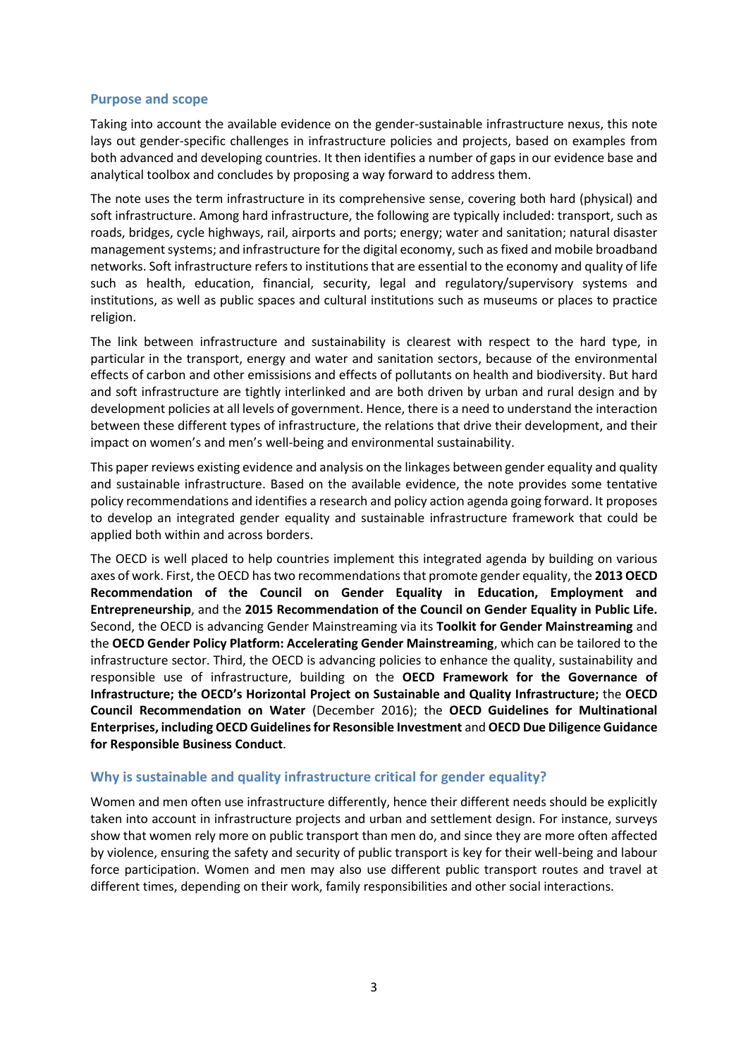## Purpose and scope

Taking into account the available evidence on the gender-sustainable infrastructure nexus, this note lays out gender-specific challenges in infrastructure policies and projects, based on examples from both advanced and developing countries. It then identifies a number of gaps in our evidence base and analytical toolbox and concludes by proposing a way forward to address them.

The note uses the term infrastructure in its comprehensive sense, covering both hard (physical) and soft infrastructure. Among hard infrastructure, the following are typically included: transport, such as roads, bridges, cycle highways, rail, airports and ports; energy; water and sanitation; natural disaster management systems; and infrastructure for the digital economy, such as fixed and mobile broadband networks. Soft infrastructure refers to institutions that are essential to the economy and quality of life such as health, education, financial, security, legal and regulatory/supervisory systems and institutions, as well as public spaces and cultural institutions such as museums or places to practice religion.

The link between infrastructure and sustainability is clearest with respect to the hard type, in particular in the transport, energy and water and sanitation sectors, because of the environmental effects of carbon and other emissisions and effects of pollutants on health and biodiversity. But hard and soft infrastructure are tightly interlinked and are both driven by urban and rural design and by development policies at all levels of government. Hence, there is a need to understand the interaction between these different types of infrastructure, the relations that drive their development, and their impact on women's and men's well-being and environmental sustainability.

This paper reviews existing evidence and analysis on the linkages between gender equality and quality and sustainable infrastructure. Based on the available evidence, the note provides some tentative policy recommendations and identifies a research and policy action agenda going forward. It proposes to develop an integrated gender equality and sustainable infrastructure framework that could be applied both within and across borders.

The OECD is well placed to help countries implement this integrated agenda by building on various axes of work. First, the OECD has two recommendations that promote gender equality, the **2013 OECD Recommendation of the Council on Gender Equality in Education, Employment and Entrepreneurship**, and the **2015 Recommendation of the Council on Gender Equality in Public Life.** Second, the OECD is advancing Gender Mainstreaming via its **Toolkit for Gender Mainstreaming** and the **OECD Gender Policy Platform: Accelerating Gender Mainstreaming**, which can be tailored to the infrastructure sector. Third, the OECD is advancing policies to enhance the quality, sustainability and responsible use of infrastructure, building on the **OECD Framework for the Governance of Infrastructure; the OECD's Horizontal Project on Sustainable and Quality Infrastructure;** the **OECD Council Recommendation on Water** (December 2016); the **OECD Guidelines for Multinational Enterprises, including OECD Guidelines for Resonsible Investment** and **OECD Due Diligence Guidance for Responsible Business Conduct**.

## Why is sustainable and quality infrastructure critical for gender equality?

Women and men often use infrastructure differently, hence their different needs should be explicitly taken into account in infrastructure projects and urban and settlement design. For instance, surveys show that women rely more on public transport than men do, and since they are more often affected by violence, ensuring the safety and security of public transport is key for their well-being and labour force participation. Women and men may also use different public transport routes and travel at different times, depending on their work, family responsibilities and other social interactions.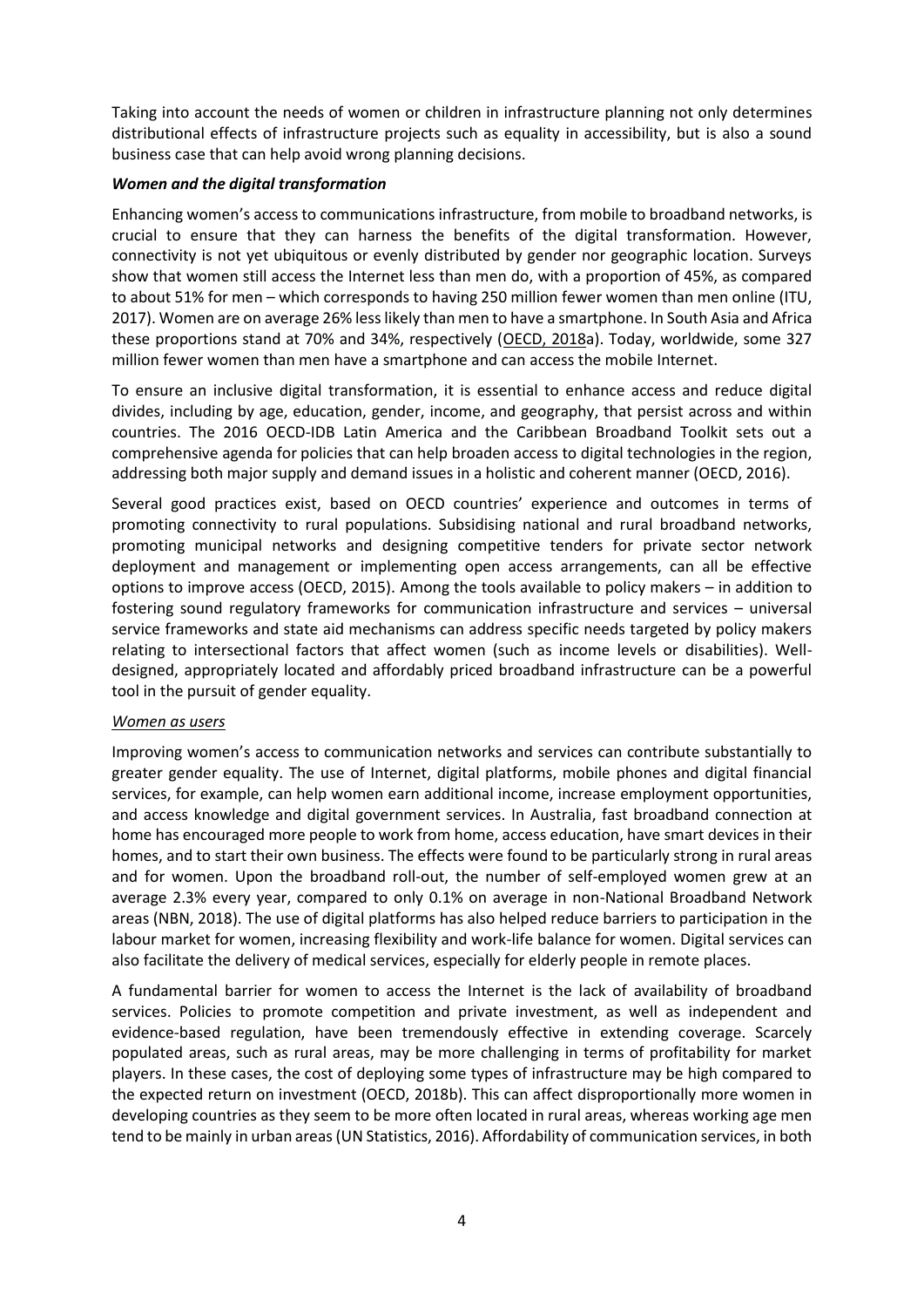Taking into account the needs of women or children in infrastructure planning not only determines distributional effects of infrastructure projects such as equality in accessibility, but is also a sound business case that can help avoid wrong planning decisions.

***Women and the digital transformation***

Enhancing women's access to communications infrastructure, from mobile to broadband networks, is crucial to ensure that they can harness the benefits of the digital transformation. However, connectivity is not yet ubiquitous or evenly distributed by gender nor geographic location. Surveys show that women still access the Internet less than men do, with a proportion of 45%, as compared to about 51% for men – which corresponds to having 250 million fewer women than men online (ITU, 2017). Women are on average 26% less likely than men to have a smartphone. In South Asia and Africa these proportions stand at 70% and 34%, respectively (OECD, 2018a). Today, worldwide, some 327 million fewer women than men have a smartphone and can access the mobile Internet.

To ensure an inclusive digital transformation, it is essential to enhance access and reduce digital divides, including by age, education, gender, income, and geography, that persist across and within countries. The 2016 OECD-IDB Latin America and the Caribbean Broadband Toolkit sets out a comprehensive agenda for policies that can help broaden access to digital technologies in the region, addressing both major supply and demand issues in a holistic and coherent manner (OECD, 2016).

Several good practices exist, based on OECD countries' experience and outcomes in terms of promoting connectivity to rural populations. Subsidising national and rural broadband networks, promoting municipal networks and designing competitive tenders for private sector network deployment and management or implementing open access arrangements, can all be effective options to improve access (OECD, 2015). Among the tools available to policy makers – in addition to fostering sound regulatory frameworks for communication infrastructure and services – universal service frameworks and state aid mechanisms can address specific needs targeted by policy makers relating to intersectional factors that affect women (such as income levels or disabilities). Well-designed, appropriately located and affordably priced broadband infrastructure can be a powerful tool in the pursuit of gender equality.

*Women as users*

Improving women's access to communication networks and services can contribute substantially to greater gender equality. The use of Internet, digital platforms, mobile phones and digital financial services, for example, can help women earn additional income, increase employment opportunities, and access knowledge and digital government services. In Australia, fast broadband connection at home has encouraged more people to work from home, access education, have smart devices in their homes, and to start their own business. The effects were found to be particularly strong in rural areas and for women. Upon the broadband roll-out, the number of self-employed women grew at an average 2.3% every year, compared to only 0.1% on average in non-National Broadband Network areas (NBN, 2018). The use of digital platforms has also helped reduce barriers to participation in the labour market for women, increasing flexibility and work-life balance for women. Digital services can also facilitate the delivery of medical services, especially for elderly people in remote places.

A fundamental barrier for women to access the Internet is the lack of availability of broadband services. Policies to promote competition and private investment, as well as independent and evidence-based regulation, have been tremendously effective in extending coverage. Scarcely populated areas, such as rural areas, may be more challenging in terms of profitability for market players. In these cases, the cost of deploying some types of infrastructure may be high compared to the expected return on investment (OECD, 2018b). This can affect disproportionally more women in developing countries as they seem to be more often located in rural areas, whereas working age men tend to be mainly in urban areas (UN Statistics, 2016). Affordability of communication services, in both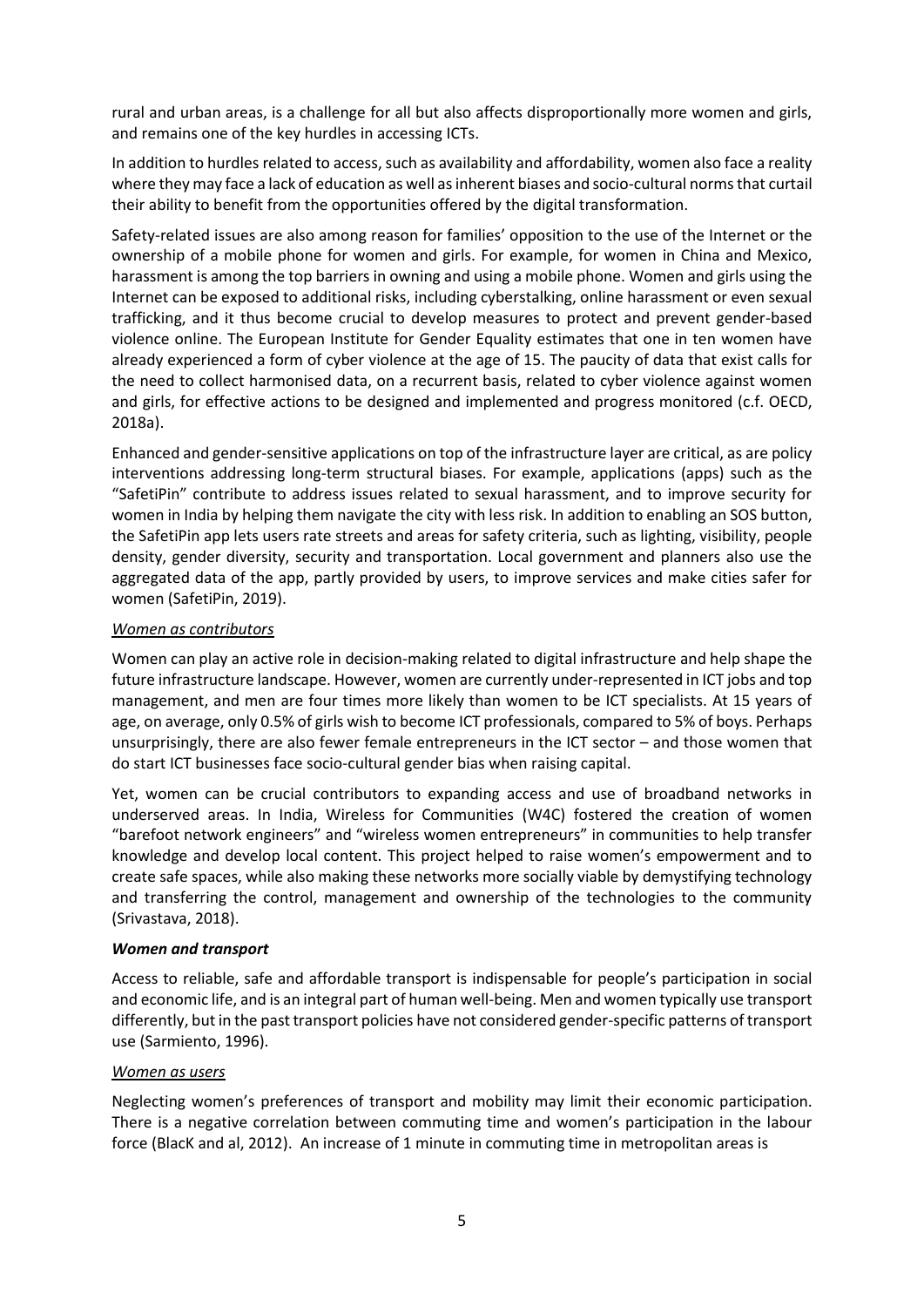rural and urban areas, is a challenge for all but also affects disproportionally more women and girls, and remains one of the key hurdles in accessing ICTs.

In addition to hurdles related to access, such as availability and affordability, women also face a reality where they may face a lack of education as well as inherent biases and socio-cultural norms that curtail their ability to benefit from the opportunities offered by the digital transformation.

Safety-related issues are also among reason for families' opposition to the use of the Internet or the ownership of a mobile phone for women and girls. For example, for women in China and Mexico, harassment is among the top barriers in owning and using a mobile phone. Women and girls using the Internet can be exposed to additional risks, including cyberstalking, online harassment or even sexual trafficking, and it thus become crucial to develop measures to protect and prevent gender-based violence online. The European Institute for Gender Equality estimates that one in ten women have already experienced a form of cyber violence at the age of 15. The paucity of data that exist calls for the need to collect harmonised data, on a recurrent basis, related to cyber violence against women and girls, for effective actions to be designed and implemented and progress monitored (c.f. OECD, 2018a).

Enhanced and gender-sensitive applications on top of the infrastructure layer are critical, as are policy interventions addressing long-term structural biases. For example, applications (apps) such as the "SafetiPin" contribute to address issues related to sexual harassment, and to improve security for women in India by helping them navigate the city with less risk. In addition to enabling an SOS button, the SafetiPin app lets users rate streets and areas for safety criteria, such as lighting, visibility, people density, gender diversity, security and transportation. Local government and planners also use the aggregated data of the app, partly provided by users, to improve services and make cities safer for women (SafetiPin, 2019).

*Women as contributors*

Women can play an active role in decision-making related to digital infrastructure and help shape the future infrastructure landscape. However, women are currently under-represented in ICT jobs and top management, and men are four times more likely than women to be ICT specialists. At 15 years of age, on average, only 0.5% of girls wish to become ICT professionals, compared to 5% of boys. Perhaps unsurprisingly, there are also fewer female entrepreneurs in the ICT sector – and those women that do start ICT businesses face socio-cultural gender bias when raising capital.

Yet, women can be crucial contributors to expanding access and use of broadband networks in underserved areas. In India, Wireless for Communities (W4C) fostered the creation of women "barefoot network engineers" and "wireless women entrepreneurs" in communities to help transfer knowledge and develop local content. This project helped to raise women's empowerment and to create safe spaces, while also making these networks more socially viable by demystifying technology and transferring the control, management and ownership of the technologies to the community (Srivastava, 2018).

***Women and transport***

Access to reliable, safe and affordable transport is indispensable for people's participation in social and economic life, and is an integral part of human well-being. Men and women typically use transport differently, but in the past transport policies have not considered gender-specific patterns of transport use (Sarmiento, 1996).

*Women as users*

Neglecting women's preferences of transport and mobility may limit their economic participation. There is a negative correlation between commuting time and women's participation in the labour force (BlacK and al, 2012). An increase of 1 minute in commuting time in metropolitan areas is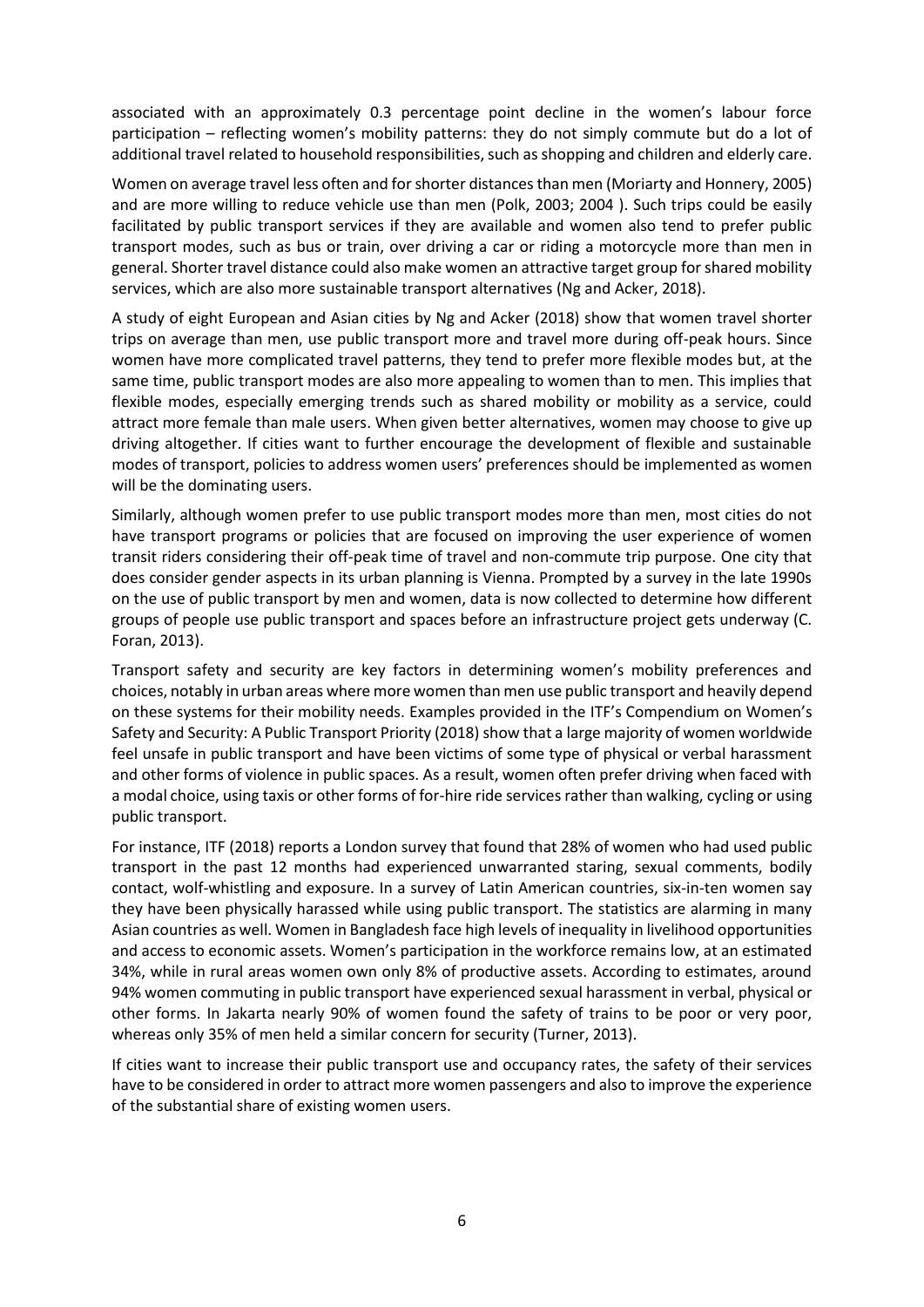associated with an approximately 0.3 percentage point decline in the women's labour force participation – reflecting women's mobility patterns: they do not simply commute but do a lot of additional travel related to household responsibilities, such as shopping and children and elderly care.

Women on average travel less often and for shorter distances than men (Moriarty and Honnery, 2005) and are more willing to reduce vehicle use than men (Polk, 2003; 2004 ). Such trips could be easily facilitated by public transport services if they are available and women also tend to prefer public transport modes, such as bus or train, over driving a car or riding a motorcycle more than men in general. Shorter travel distance could also make women an attractive target group for shared mobility services, which are also more sustainable transport alternatives (Ng and Acker, 2018).

A study of eight European and Asian cities by Ng and Acker (2018) show that women travel shorter trips on average than men, use public transport more and travel more during off-peak hours. Since women have more complicated travel patterns, they tend to prefer more flexible modes but, at the same time, public transport modes are also more appealing to women than to men. This implies that flexible modes, especially emerging trends such as shared mobility or mobility as a service, could attract more female than male users. When given better alternatives, women may choose to give up driving altogether. If cities want to further encourage the development of flexible and sustainable modes of transport, policies to address women users' preferences should be implemented as women will be the dominating users.

Similarly, although women prefer to use public transport modes more than men, most cities do not have transport programs or policies that are focused on improving the user experience of women transit riders considering their off-peak time of travel and non-commute trip purpose. One city that does consider gender aspects in its urban planning is Vienna. Prompted by a survey in the late 1990s on the use of public transport by men and women, data is now collected to determine how different groups of people use public transport and spaces before an infrastructure project gets underway (C. Foran, 2013).

Transport safety and security are key factors in determining women's mobility preferences and choices, notably in urban areas where more women than men use public transport and heavily depend on these systems for their mobility needs. Examples provided in the ITF's Compendium on Women's Safety and Security: A Public Transport Priority (2018) show that a large majority of women worldwide feel unsafe in public transport and have been victims of some type of physical or verbal harassment and other forms of violence in public spaces. As a result, women often prefer driving when faced with a modal choice, using taxis or other forms of for-hire ride services rather than walking, cycling or using public transport.

For instance, ITF (2018) reports a London survey that found that 28% of women who had used public transport in the past 12 months had experienced unwarranted staring, sexual comments, bodily contact, wolf-whistling and exposure. In a survey of Latin American countries, six-in-ten women say they have been physically harassed while using public transport. The statistics are alarming in many Asian countries as well. Women in Bangladesh face high levels of inequality in livelihood opportunities and access to economic assets. Women's participation in the workforce remains low, at an estimated 34%, while in rural areas women own only 8% of productive assets. According to estimates, around 94% women commuting in public transport have experienced sexual harassment in verbal, physical or other forms. In Jakarta nearly 90% of women found the safety of trains to be poor or very poor, whereas only 35% of men held a similar concern for security (Turner, 2013).

If cities want to increase their public transport use and occupancy rates, the safety of their services have to be considered in order to attract more women passengers and also to improve the experience of the substantial share of existing women users.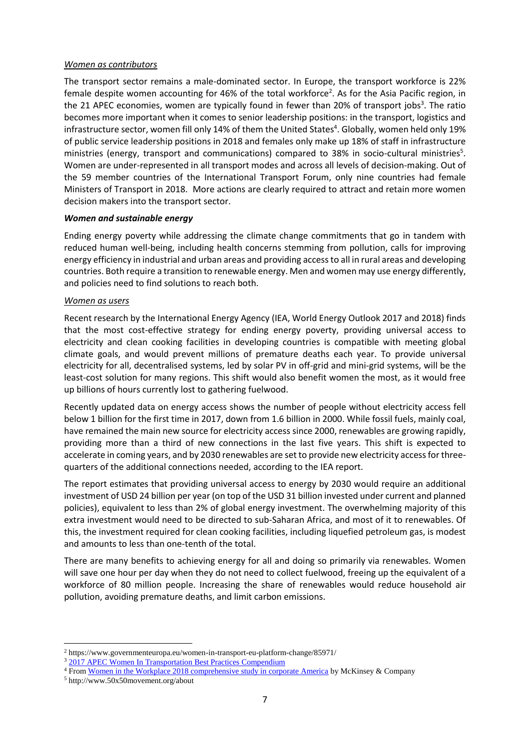*Women as contributors*

The transport sector remains a male-dominated sector. In Europe, the transport workforce is 22% female despite women accounting for 46% of the total workforce[2]. As for the Asia Pacific region, in the 21 APEC economies, women are typically found in fewer than 20% of transport jobs[3]. The ratio becomes more important when it comes to senior leadership positions: in the transport, logistics and infrastructure sector, women fill only 14% of them the United States[4]. Globally, women held only 19% of public service leadership positions in 2018 and females only make up 18% of staff in infrastructure ministries (energy, transport and communications) compared to 38% in socio-cultural ministries[5]. Women are under-represented in all transport modes and across all levels of decision-making. Out of the 59 member countries of the International Transport Forum, only nine countries had female Ministers of Transport in 2018. More actions are clearly required to attract and retain more women decision makers into the transport sector.

***Women and sustainable energy***

Ending energy poverty while addressing the climate change commitments that go in tandem with reduced human well-being, including health concerns stemming from pollution, calls for improving energy efficiency in industrial and urban areas and providing access to all in rural areas and developing countries. Both require a transition to renewable energy. Men and women may use energy differently, and policies need to find solutions to reach both.

*Women as users*

Recent research by the International Energy Agency (IEA, World Energy Outlook 2017 and 2018) finds that the most cost-effective strategy for ending energy poverty, providing universal access to electricity and clean cooking facilities in developing countries is compatible with meeting global climate goals, and would prevent millions of premature deaths each year. To provide universal electricity for all, decentralised systems, led by solar PV in off-grid and mini-grid systems, will be the least-cost solution for many regions. This shift would also benefit women the most, as it would free up billions of hours currently lost to gathering fuelwood.

Recently updated data on energy access shows the number of people without electricity access fell below 1 billion for the first time in 2017, down from 1.6 billion in 2000. While fossil fuels, mainly coal, have remained the main new source for electricity access since 2000, renewables are growing rapidly, providing more than a third of new connections in the last five years. This shift is expected to accelerate in coming years, and by 2030 renewables are set to provide new electricity access for three-quarters of the additional connections needed, according to the IEA report.

The report estimates that providing universal access to energy by 2030 would require an additional investment of USD 24 billion per year (on top of the USD 31 billion invested under current and planned policies), equivalent to less than 2% of global energy investment. The overwhelming majority of this extra investment would need to be directed to sub-Saharan Africa, and most of it to renewables. Of this, the investment required for clean cooking facilities, including liquefied petroleum gas, is modest and amounts to less than one-tenth of the total.

There are many benefits to achieving energy for all and doing so primarily via renewables. Women will save one hour per day when they do not need to collect fuelwood, freeing up the equivalent of a workforce of 80 million people. Increasing the share of renewables would reduce household air pollution, avoiding premature deaths, and limit carbon emissions.

---

[2] https://www.governmenteuropa.eu/women-in-transport-eu-platform-change/85971/

[3] 2017 APEC Women In Transportation Best Practices Compendium

[4] From Women in the Workplace 2018 comprehensive study in corporate America by McKinsey & Company

[5] http://www.50x50movement.org/about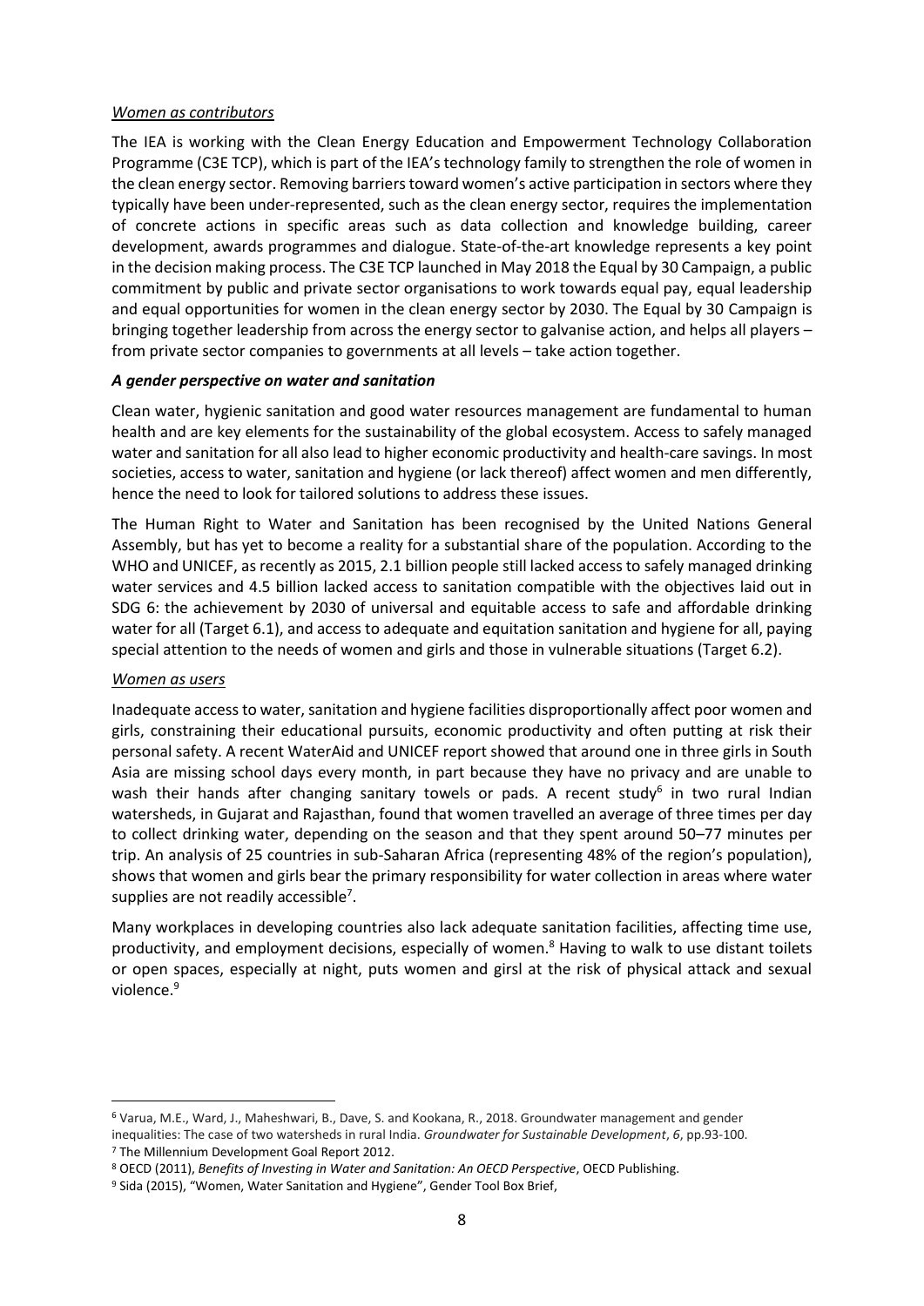*Women as contributors*

The IEA is working with the Clean Energy Education and Empowerment Technology Collaboration Programme (C3E TCP), which is part of the IEA's technology family to strengthen the role of women in the clean energy sector. Removing barriers toward women's active participation in sectors where they typically have been under-represented, such as the clean energy sector, requires the implementation of concrete actions in specific areas such as data collection and knowledge building, career development, awards programmes and dialogue. State-of-the-art knowledge represents a key point in the decision making process. The C3E TCP launched in May 2018 the Equal by 30 Campaign, a public commitment by public and private sector organisations to work towards equal pay, equal leadership and equal opportunities for women in the clean energy sector by 2030. The Equal by 30 Campaign is bringing together leadership from across the energy sector to galvanise action, and helps all players – from private sector companies to governments at all levels – take action together.

***A gender perspective on water and sanitation***

Clean water, hygienic sanitation and good water resources management are fundamental to human health and are key elements for the sustainability of the global ecosystem. Access to safely managed water and sanitation for all also lead to higher economic productivity and health-care savings. In most societies, access to water, sanitation and hygiene (or lack thereof) affect women and men differently, hence the need to look for tailored solutions to address these issues.

The Human Right to Water and Sanitation has been recognised by the United Nations General Assembly, but has yet to become a reality for a substantial share of the population. According to the WHO and UNICEF, as recently as 2015, 2.1 billion people still lacked access to safely managed drinking water services and 4.5 billion lacked access to sanitation compatible with the objectives laid out in SDG 6: the achievement by 2030 of universal and equitable access to safe and affordable drinking water for all (Target 6.1), and access to adequate and equitation sanitation and hygiene for all, paying special attention to the needs of women and girls and those in vulnerable situations (Target 6.2).

*Women as users*

Inadequate access to water, sanitation and hygiene facilities disproportionally affect poor women and girls, constraining their educational pursuits, economic productivity and often putting at risk their personal safety. A recent WaterAid and UNICEF report showed that around one in three girls in South Asia are missing school days every month, in part because they have no privacy and are unable to wash their hands after changing sanitary towels or pads. A recent study[6] in two rural Indian watersheds, in Gujarat and Rajasthan, found that women travelled an average of three times per day to collect drinking water, depending on the season and that they spent around 50–77 minutes per trip. An analysis of 25 countries in sub-Saharan Africa (representing 48% of the region's population), shows that women and girls bear the primary responsibility for water collection in areas where water supplies are not readily accessible[7].

Many workplaces in developing countries also lack adequate sanitation facilities, affecting time use, productivity, and employment decisions, especially of women.[8] Having to walk to use distant toilets or open spaces, especially at night, puts women and girsl at the risk of physical attack and sexual violence.[9]

---

[6] Varua, M.E., Ward, J., Maheshwari, B., Dave, S. and Kookana, R., 2018. Groundwater management and gender inequalities: The case of two watersheds in rural India. *Groundwater for Sustainable Development*, *6*, pp.93-100.

[7] The Millennium Development Goal Report 2012.

[8] OECD (2011), *Benefits of Investing in Water and Sanitation: An OECD Perspective*, OECD Publishing.

[9] Sida (2015), "Women, Water Sanitation and Hygiene", Gender Tool Box Brief,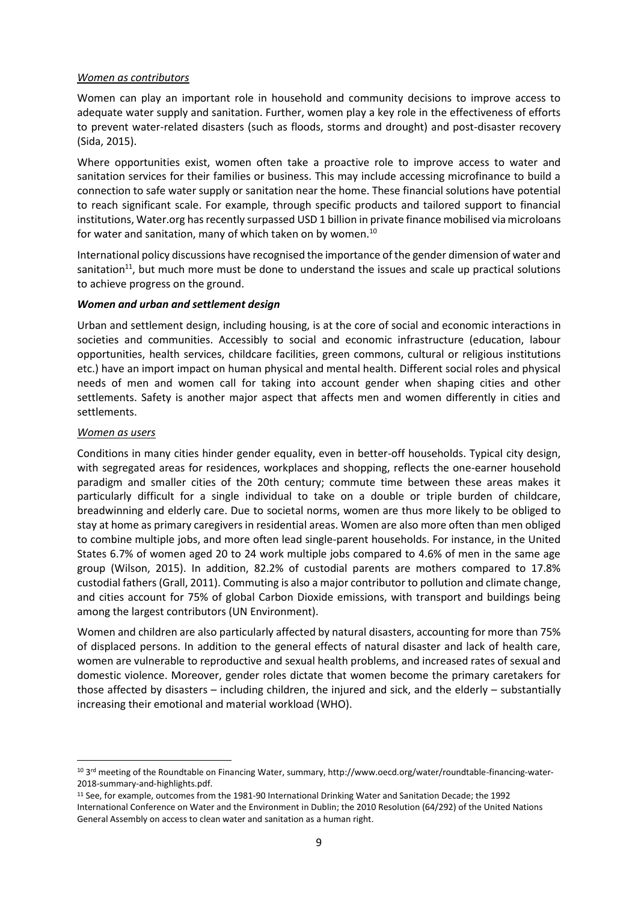*Women as contributors*

Women can play an important role in household and community decisions to improve access to adequate water supply and sanitation. Further, women play a key role in the effectiveness of efforts to prevent water-related disasters (such as floods, storms and drought) and post-disaster recovery (Sida, 2015).

Where opportunities exist, women often take a proactive role to improve access to water and sanitation services for their families or business. This may include accessing microfinance to build a connection to safe water supply or sanitation near the home. These financial solutions have potential to reach significant scale. For example, through specific products and tailored support to financial institutions, Water.org has recently surpassed USD 1 billion in private finance mobilised via microloans for water and sanitation, many of which taken on by women.[10]

International policy discussions have recognised the importance of the gender dimension of water and sanitation[11], but much more must be done to understand the issues and scale up practical solutions to achieve progress on the ground.

***Women and urban and settlement design***

Urban and settlement design, including housing, is at the core of social and economic interactions in societies and communities. Accessibly to social and economic infrastructure (education, labour opportunities, health services, childcare facilities, green commons, cultural or religious institutions etc.) have an import impact on human physical and mental health. Different social roles and physical needs of men and women call for taking into account gender when shaping cities and other settlements. Safety is another major aspect that affects men and women differently in cities and settlements.

*Women as users*

Conditions in many cities hinder gender equality, even in better-off households. Typical city design, with segregated areas for residences, workplaces and shopping, reflects the one-earner household paradigm and smaller cities of the 20th century; commute time between these areas makes it particularly difficult for a single individual to take on a double or triple burden of childcare, breadwinning and elderly care. Due to societal norms, women are thus more likely to be obliged to stay at home as primary caregivers in residential areas. Women are also more often than men obliged to combine multiple jobs, and more often lead single-parent households. For instance, in the United States 6.7% of women aged 20 to 24 work multiple jobs compared to 4.6% of men in the same age group (Wilson, 2015). In addition, 82.2% of custodial parents are mothers compared to 17.8% custodial fathers (Grall, 2011). Commuting is also a major contributor to pollution and climate change, and cities account for 75% of global Carbon Dioxide emissions, with transport and buildings being among the largest contributors (UN Environment).

Women and children are also particularly affected by natural disasters, accounting for more than 75% of displaced persons. In addition to the general effects of natural disaster and lack of health care, women are vulnerable to reproductive and sexual health problems, and increased rates of sexual and domestic violence. Moreover, gender roles dictate that women become the primary caretakers for those affected by disasters – including children, the injured and sick, and the elderly – substantially increasing their emotional and material workload (WHO).

---

[10] 3rd meeting of the Roundtable on Financing Water, summary, http://www.oecd.org/water/roundtable-financing-water-2018-summary-and-highlights.pdf.

[11] See, for example, outcomes from the 1981-90 International Drinking Water and Sanitation Decade; the 1992 International Conference on Water and the Environment in Dublin; the 2010 Resolution (64/292) of the United Nations General Assembly on access to clean water and sanitation as a human right.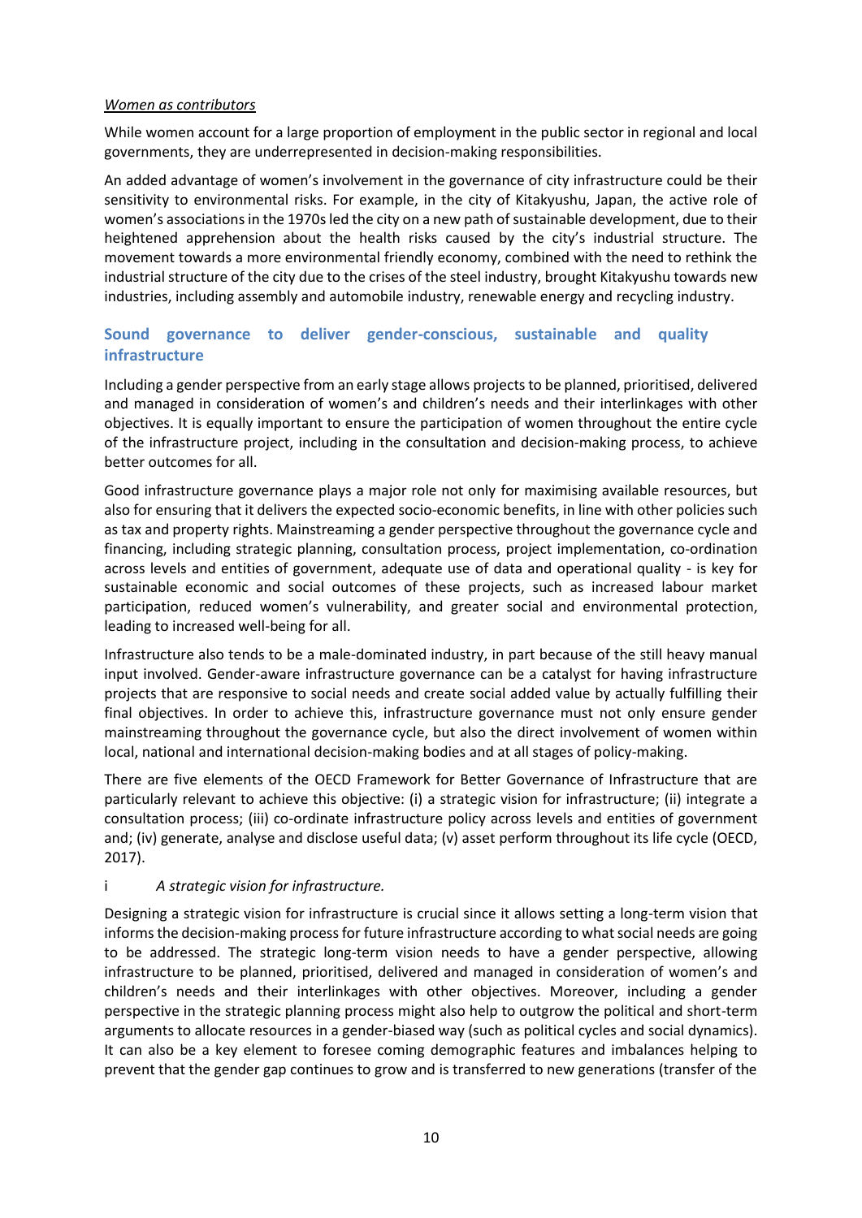*Women as contributors*

While women account for a large proportion of employment in the public sector in regional and local governments, they are underrepresented in decision-making responsibilities.

An added advantage of women's involvement in the governance of city infrastructure could be their sensitivity to environmental risks. For example, in the city of Kitakyushu, Japan, the active role of women's associations in the 1970s led the city on a new path of sustainable development, due to their heightened apprehension about the health risks caused by the city's industrial structure. The movement towards a more environmental friendly economy, combined with the need to rethink the industrial structure of the city due to the crises of the steel industry, brought Kitakyushu towards new industries, including assembly and automobile industry, renewable energy and recycling industry.

## Sound governance to deliver gender-conscious, sustainable and quality infrastructure

Including a gender perspective from an early stage allows projects to be planned, prioritised, delivered and managed in consideration of women's and children's needs and their interlinkages with other objectives. It is equally important to ensure the participation of women throughout the entire cycle of the infrastructure project, including in the consultation and decision-making process, to achieve better outcomes for all.

Good infrastructure governance plays a major role not only for maximising available resources, but also for ensuring that it delivers the expected socio-economic benefits, in line with other policies such as tax and property rights. Mainstreaming a gender perspective throughout the governance cycle and financing, including strategic planning, consultation process, project implementation, co-ordination across levels and entities of government, adequate use of data and operational quality - is key for sustainable economic and social outcomes of these projects, such as increased labour market participation, reduced women's vulnerability, and greater social and environmental protection, leading to increased well-being for all.

Infrastructure also tends to be a male-dominated industry, in part because of the still heavy manual input involved. Gender-aware infrastructure governance can be a catalyst for having infrastructure projects that are responsive to social needs and create social added value by actually fulfilling their final objectives. In order to achieve this, infrastructure governance must not only ensure gender mainstreaming throughout the governance cycle, but also the direct involvement of women within local, national and international decision-making bodies and at all stages of policy-making.

There are five elements of the OECD Framework for Better Governance of Infrastructure that are particularly relevant to achieve this objective: (i) a strategic vision for infrastructure; (ii) integrate a consultation process; (iii) co-ordinate infrastructure policy across levels and entities of government and; (iv) generate, analyse and disclose useful data; (v) asset perform throughout its life cycle (OECD, 2017).

i *A strategic vision for infrastructure.*

Designing a strategic vision for infrastructure is crucial since it allows setting a long-term vision that informs the decision-making process for future infrastructure according to what social needs are going to be addressed. The strategic long-term vision needs to have a gender perspective, allowing infrastructure to be planned, prioritised, delivered and managed in consideration of women's and children's needs and their interlinkages with other objectives. Moreover, including a gender perspective in the strategic planning process might also help to outgrow the political and short-term arguments to allocate resources in a gender-biased way (such as political cycles and social dynamics). It can also be a key element to foresee coming demographic features and imbalances helping to prevent that the gender gap continues to grow and is transferred to new generations (transfer of the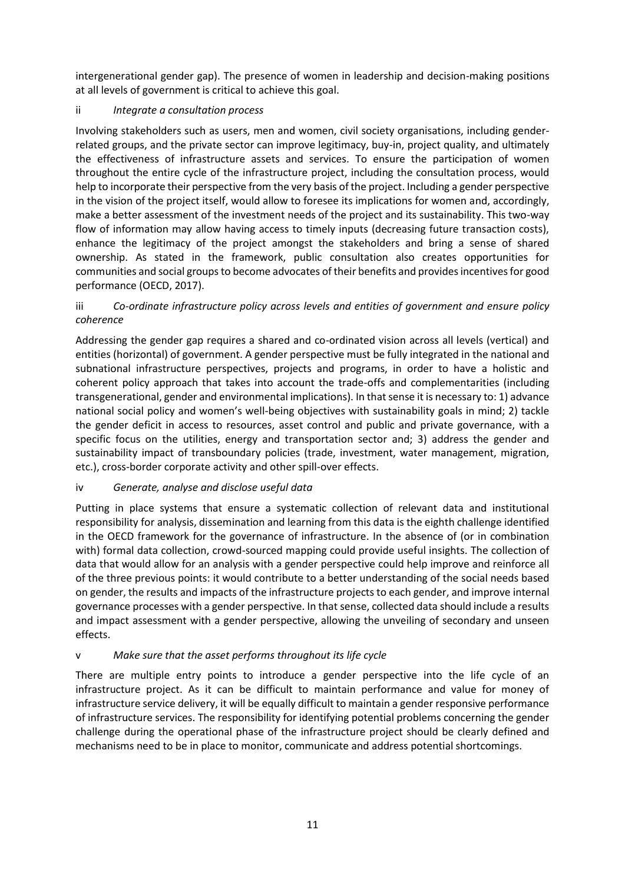intergenerational gender gap). The presence of women in leadership and decision-making positions at all levels of government is critical to achieve this goal.

ii *Integrate a consultation process*

Involving stakeholders such as users, men and women, civil society organisations, including gender-related groups, and the private sector can improve legitimacy, buy-in, project quality, and ultimately the effectiveness of infrastructure assets and services. To ensure the participation of women throughout the entire cycle of the infrastructure project, including the consultation process, would help to incorporate their perspective from the very basis of the project. Including a gender perspective in the vision of the project itself, would allow to foresee its implications for women and, accordingly, make a better assessment of the investment needs of the project and its sustainability. This two-way flow of information may allow having access to timely inputs (decreasing future transaction costs), enhance the legitimacy of the project amongst the stakeholders and bring a sense of shared ownership. As stated in the framework, public consultation also creates opportunities for communities and social groups to become advocates of their benefits and provides incentives for good performance (OECD, 2017).

iii *Co-ordinate infrastructure policy across levels and entities of government and ensure policy coherence*

Addressing the gender gap requires a shared and co-ordinated vision across all levels (vertical) and entities (horizontal) of government. A gender perspective must be fully integrated in the national and subnational infrastructure perspectives, projects and programs, in order to have a holistic and coherent policy approach that takes into account the trade-offs and complementarities (including transgenerational, gender and environmental implications). In that sense it is necessary to: 1) advance national social policy and women's well-being objectives with sustainability goals in mind; 2) tackle the gender deficit in access to resources, asset control and public and private governance, with a specific focus on the utilities, energy and transportation sector and; 3) address the gender and sustainability impact of transboundary policies (trade, investment, water management, migration, etc.), cross-border corporate activity and other spill-over effects.

iv *Generate, analyse and disclose useful data*

Putting in place systems that ensure a systematic collection of relevant data and institutional responsibility for analysis, dissemination and learning from this data is the eighth challenge identified in the OECD framework for the governance of infrastructure. In the absence of (or in combination with) formal data collection, crowd-sourced mapping could provide useful insights. The collection of data that would allow for an analysis with a gender perspective could help improve and reinforce all of the three previous points: it would contribute to a better understanding of the social needs based on gender, the results and impacts of the infrastructure projects to each gender, and improve internal governance processes with a gender perspective. In that sense, collected data should include a results and impact assessment with a gender perspective, allowing the unveiling of secondary and unseen effects.

v *Make sure that the asset performs throughout its life cycle*

There are multiple entry points to introduce a gender perspective into the life cycle of an infrastructure project. As it can be difficult to maintain performance and value for money of infrastructure service delivery, it will be equally difficult to maintain a gender responsive performance of infrastructure services. The responsibility for identifying potential problems concerning the gender challenge during the operational phase of the infrastructure project should be clearly defined and mechanisms need to be in place to monitor, communicate and address potential shortcomings.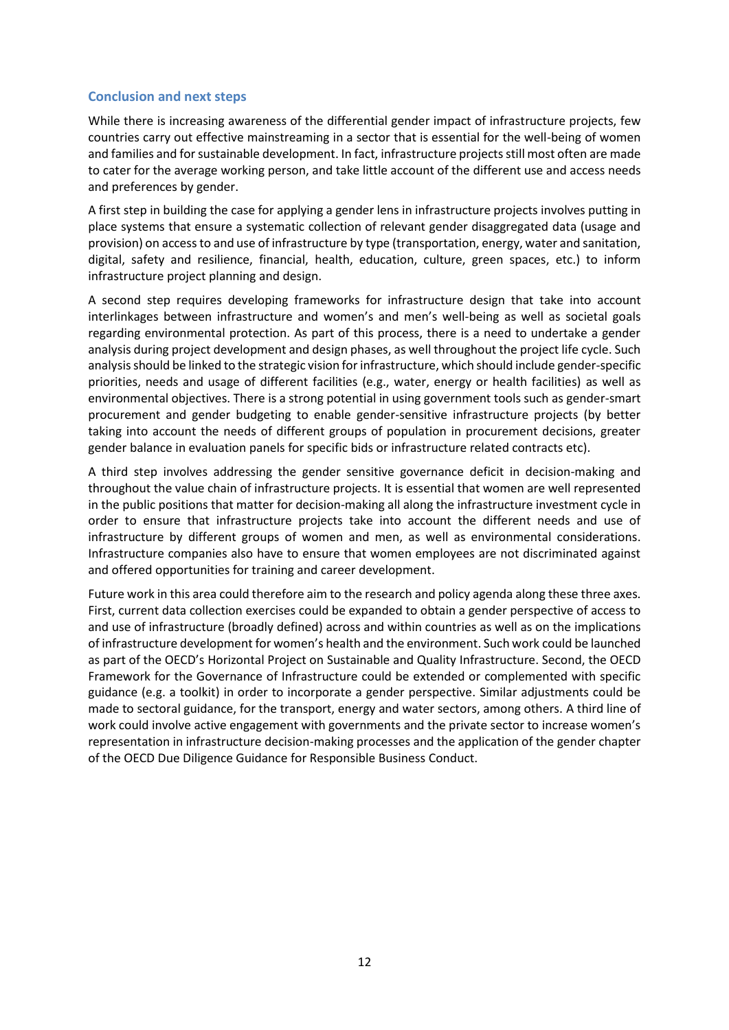### Conclusion and next steps

While there is increasing awareness of the differential gender impact of infrastructure projects, few countries carry out effective mainstreaming in a sector that is essential for the well-being of women and families and for sustainable development. In fact, infrastructure projects still most often are made to cater for the average working person, and take little account of the different use and access needs and preferences by gender.

A first step in building the case for applying a gender lens in infrastructure projects involves putting in place systems that ensure a systematic collection of relevant gender disaggregated data (usage and provision) on access to and use of infrastructure by type (transportation, energy, water and sanitation, digital, safety and resilience, financial, health, education, culture, green spaces, etc.) to inform infrastructure project planning and design.

A second step requires developing frameworks for infrastructure design that take into account interlinkages between infrastructure and women's and men's well-being as well as societal goals regarding environmental protection. As part of this process, there is a need to undertake a gender analysis during project development and design phases, as well throughout the project life cycle. Such analysis should be linked to the strategic vision for infrastructure, which should include gender-specific priorities, needs and usage of different facilities (e.g., water, energy or health facilities) as well as environmental objectives. There is a strong potential in using government tools such as gender-smart procurement and gender budgeting to enable gender-sensitive infrastructure projects (by better taking into account the needs of different groups of population in procurement decisions, greater gender balance in evaluation panels for specific bids or infrastructure related contracts etc).

A third step involves addressing the gender sensitive governance deficit in decision-making and throughout the value chain of infrastructure projects. It is essential that women are well represented in the public positions that matter for decision-making all along the infrastructure investment cycle in order to ensure that infrastructure projects take into account the different needs and use of infrastructure by different groups of women and men, as well as environmental considerations. Infrastructure companies also have to ensure that women employees are not discriminated against and offered opportunities for training and career development.

Future work in this area could therefore aim to the research and policy agenda along these three axes. First, current data collection exercises could be expanded to obtain a gender perspective of access to and use of infrastructure (broadly defined) across and within countries as well as on the implications of infrastructure development for women's health and the environment. Such work could be launched as part of the OECD's Horizontal Project on Sustainable and Quality Infrastructure. Second, the OECD Framework for the Governance of Infrastructure could be extended or complemented with specific guidance (e.g. a toolkit) in order to incorporate a gender perspective. Similar adjustments could be made to sectoral guidance, for the transport, energy and water sectors, among others. A third line of work could involve active engagement with governments and the private sector to increase women's representation in infrastructure decision-making processes and the application of the gender chapter of the OECD Due Diligence Guidance for Responsible Business Conduct.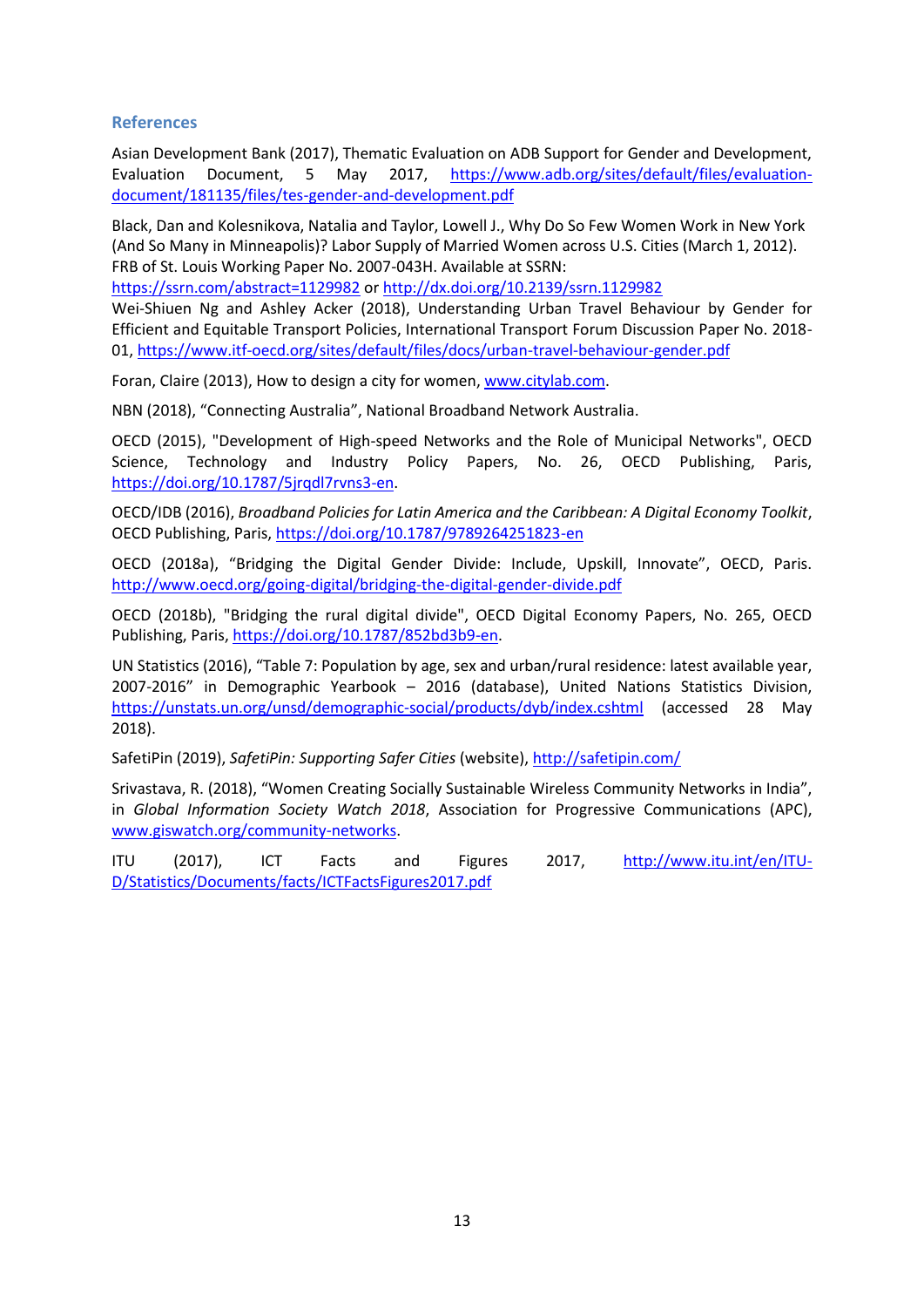## References

Asian Development Bank (2017), Thematic Evaluation on ADB Support for Gender and Development, Evaluation Document, 5 May 2017, https://www.adb.org/sites/default/files/evaluation-document/181135/files/tes-gender-and-development.pdf

Black, Dan and Kolesnikova, Natalia and Taylor, Lowell J., Why Do So Few Women Work in New York (And So Many in Minneapolis)? Labor Supply of Married Women across U.S. Cities (March 1, 2012). FRB of St. Louis Working Paper No. 2007-043H. Available at SSRN: https://ssrn.com/abstract=1129982 or http://dx.doi.org/10.2139/ssrn.1129982
Wei-Shiuen Ng and Ashley Acker (2018), Understanding Urban Travel Behaviour by Gender for Efficient and Equitable Transport Policies, International Transport Forum Discussion Paper No. 2018-01, https://www.itf-oecd.org/sites/default/files/docs/urban-travel-behaviour-gender.pdf

Foran, Claire (2013), How to design a city for women, www.citylab.com.

NBN (2018), "Connecting Australia", National Broadband Network Australia.

OECD (2015), "Development of High-speed Networks and the Role of Municipal Networks", OECD Science, Technology and Industry Policy Papers, No. 26, OECD Publishing, Paris, https://doi.org/10.1787/5jrqdl7rvns3-en.

OECD/IDB (2016), *Broadband Policies for Latin America and the Caribbean: A Digital Economy Toolkit*, OECD Publishing, Paris, https://doi.org/10.1787/9789264251823-en

OECD (2018a), "Bridging the Digital Gender Divide: Include, Upskill, Innovate", OECD, Paris. http://www.oecd.org/going-digital/bridging-the-digital-gender-divide.pdf

OECD (2018b), "Bridging the rural digital divide", OECD Digital Economy Papers, No. 265, OECD Publishing, Paris, https://doi.org/10.1787/852bd3b9-en.

UN Statistics (2016), "Table 7: Population by age, sex and urban/rural residence: latest available year, 2007-2016" in Demographic Yearbook – 2016 (database), United Nations Statistics Division, https://unstats.un.org/unsd/demographic-social/products/dyb/index.cshtml (accessed 28 May 2018).

SafetiPin (2019), *SafetiPin: Supporting Safer Cities* (website), http://safetipin.com/

Srivastava, R. (2018), "Women Creating Socially Sustainable Wireless Community Networks in India", in *Global Information Society Watch 2018*, Association for Progressive Communications (APC), www.giswatch.org/community-networks.

ITU (2017), ICT Facts and Figures 2017, http://www.itu.int/en/ITU-D/Statistics/Documents/facts/ICTFactsFigures2017.pdf